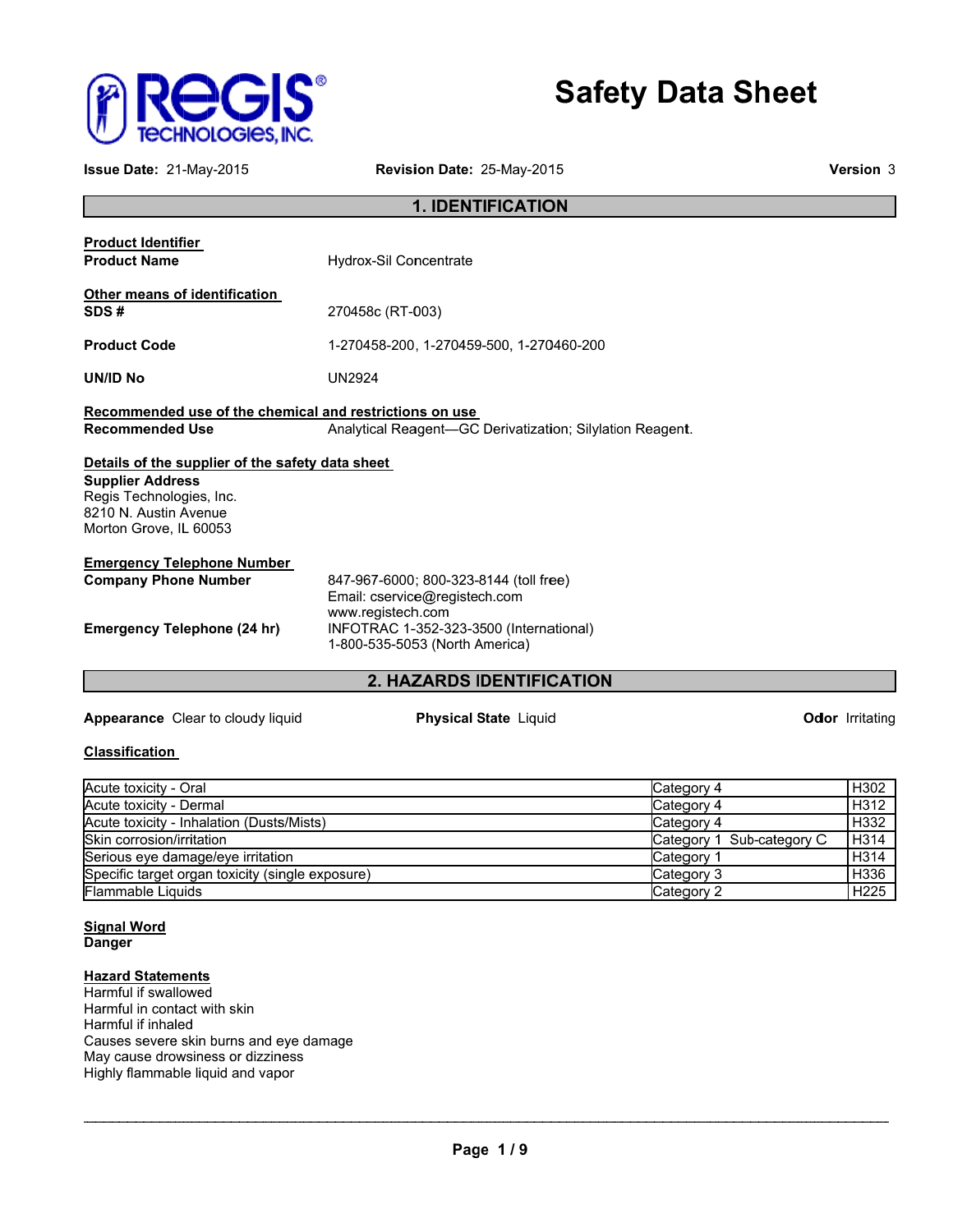REGIS TECHNOLOGIES, INC.

# Safety Data Sheet

**Issue Date:** 21-May-2015 **Revision Date:** 25-May-2015 **Version** 3

## 1. IDENTIFICATION

**Product Identifier**

**Product Name** Hydrox-Sil Concentrate

**Other means of identification**

**SDS #** 270458c (RT-003)

**Product Code** 1-270458-200, 1-270459-500, 1-270460-200

**UN/ID No** UN2924

**Recommended use of the chemical and restrictions on use**

**Recommended Use** Analytical Reagent—GC Derivatization; Silylation Reagent.

**Details of the supplier of the safety data sheet**

**Supplier Address**
Regis Technologies, Inc.
8210 N. Austin Avenue
Morton Grove, IL 60053

**Emergency Telephone Number**

**Company Phone Number** 847-967-6000; 800-323-8144 (toll free)
Email: cservice@registech.com
www.registech.com

**Emergency Telephone (24 hr)** INFOTRAC 1-352-323-3500 (International)
1-800-535-5053 (North America)

## 2. HAZARDS IDENTIFICATION

**Appearance** Clear to cloudy liquid **Physical State** Liquid **Odor** Irritating

**Classification**

| | | |
|---|---|---|
| Acute toxicity - Oral | Category 4 | H302 |
| Acute toxicity - Dermal | Category 4 | H312 |
| Acute toxicity - Inhalation (Dusts/Mists) | Category 4 | H332 |
| Skin corrosion/irritation | Category 1 Sub-category C | H314 |
| Serious eye damage/eye irritation | Category 1 | H314 |
| Specific target organ toxicity (single exposure) | Category 3 | H336 |
| Flammable Liquids | Category 2 | H225 |

**Signal Word**
**Danger**

**Hazard Statements**
Harmful if swallowed
Harmful in contact with skin
Harmful if inhaled
Causes severe skin burns and eye damage
May cause drowsiness or dizziness
Highly flammable liquid and vapor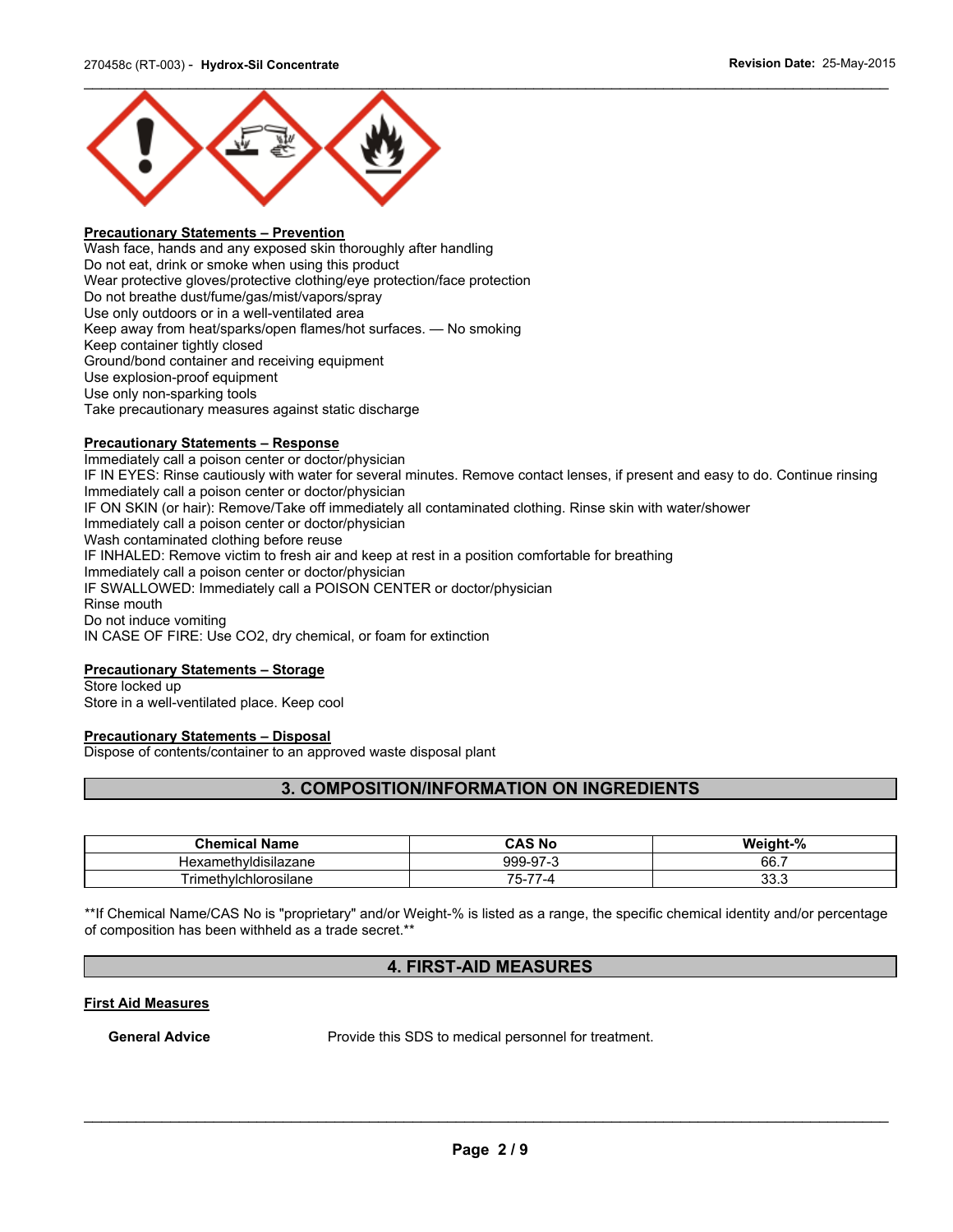**Precautionary Statements – Prevention**

Wash face, hands and any exposed skin thoroughly after handling
Do not eat, drink or smoke when using this product
Wear protective gloves/protective clothing/eye protection/face protection
Do not breathe dust/fume/gas/mist/vapors/spray
Use only outdoors or in a well-ventilated area
Keep away from heat/sparks/open flames/hot surfaces. — No smoking
Keep container tightly closed
Ground/bond container and receiving equipment
Use explosion-proof equipment
Use only non-sparking tools
Take precautionary measures against static discharge

**Precautionary Statements – Response**

Immediately call a poison center or doctor/physician
IF IN EYES: Rinse cautiously with water for several minutes. Remove contact lenses, if present and easy to do. Continue rinsing
Immediately call a poison center or doctor/physician
IF ON SKIN (or hair): Remove/Take off immediately all contaminated clothing. Rinse skin with water/shower
Immediately call a poison center or doctor/physician
Wash contaminated clothing before reuse
IF INHALED: Remove victim to fresh air and keep at rest in a position comfortable for breathing
Immediately call a poison center or doctor/physician
IF SWALLOWED: Immediately call a POISON CENTER or doctor/physician
Rinse mouth
Do not induce vomiting
IN CASE OF FIRE: Use CO2, dry chemical, or foam for extinction

**Precautionary Statements – Storage**

Store locked up
Store in a well-ventilated place. Keep cool

**Precautionary Statements – Disposal**

Dispose of contents/container to an approved waste disposal plant

## 3. COMPOSITION/INFORMATION ON INGREDIENTS

| Chemical Name | CAS No | Weight-% |
|---|---|---|
| Hexamethyldisilazane | 999-97-3 | 66.7 |
| Trimethylchlorosilane | 75-77-4 | 33.3 |

**If Chemical Name/CAS No is "proprietary" and/or Weight-% is listed as a range, the specific chemical identity and/or percentage of composition has been withheld as a trade secret.**

## 4. FIRST-AID MEASURES

**First Aid Measures**

**General Advice** Provide this SDS to medical personnel for treatment.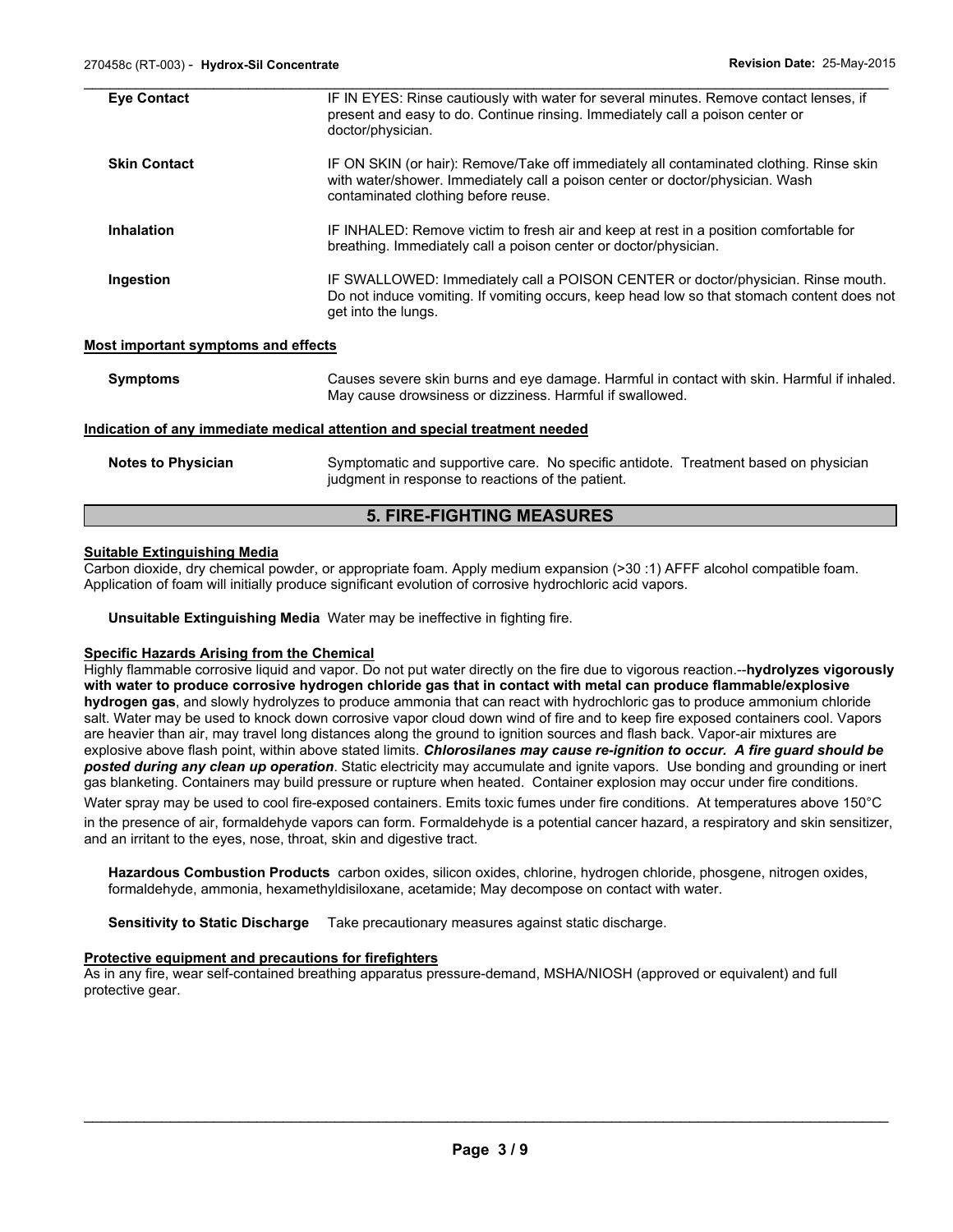**Eye Contact** IF IN EYES: Rinse cautiously with water for several minutes. Remove contact lenses, if present and easy to do. Continue rinsing. Immediately call a poison center or doctor/physician.

**Skin Contact** IF ON SKIN (or hair): Remove/Take off immediately all contaminated clothing. Rinse skin with water/shower. Immediately call a poison center or doctor/physician. Wash contaminated clothing before reuse.

**Inhalation** IF INHALED: Remove victim to fresh air and keep at rest in a position comfortable for breathing. Immediately call a poison center or doctor/physician.

**Ingestion** IF SWALLOWED: Immediately call a POISON CENTER or doctor/physician. Rinse mouth. Do not induce vomiting. If vomiting occurs, keep head low so that stomach content does not get into the lungs.

**Most important symptoms and effects**

**Symptoms** Causes severe skin burns and eye damage. Harmful in contact with skin. Harmful if inhaled. May cause drowsiness or dizziness. Harmful if swallowed.

**Indication of any immediate medical attention and special treatment needed**

**Notes to Physician** Symptomatic and supportive care. No specific antidote. Treatment based on physician judgment in response to reactions of the patient.

## 5. FIRE-FIGHTING MEASURES

**Suitable Extinguishing Media**

Carbon dioxide, dry chemical powder, or appropriate foam. Apply medium expansion (>30 :1) AFFF alcohol compatible foam. Application of foam will initially produce significant evolution of corrosive hydrochloric acid vapors.

**Unsuitable Extinguishing Media** Water may be ineffective in fighting fire.

**Specific Hazards Arising from the Chemical**

Highly flammable corrosive liquid and vapor. Do not put water directly on the fire due to vigorous reaction.--**hydrolyzes vigorously with water to produce corrosive hydrogen chloride gas that in contact with metal can produce flammable/explosive hydrogen gas**, and slowly hydrolyzes to produce ammonia that can react with hydrochloric gas to produce ammonium chloride salt. Water may be used to knock down corrosive vapor cloud down wind of fire and to keep fire exposed containers cool. Vapors are heavier than air, may travel long distances along the ground to ignition sources and flash back. Vapor-air mixtures are explosive above flash point, within above stated limits. ***Chlorosilanes may cause re-ignition to occur. A fire guard should be posted during any clean up operation***. Static electricity may accumulate and ignite vapors. Use bonding and grounding or inert gas blanketing. Containers may build pressure or rupture when heated. Container explosion may occur under fire conditions. Water spray may be used to cool fire-exposed containers. Emits toxic fumes under fire conditions. At temperatures above 150°C in the presence of air, formaldehyde vapors can form. Formaldehyde is a potential cancer hazard, a respiratory and skin sensitizer, and an irritant to the eyes, nose, throat, skin and digestive tract.

**Hazardous Combustion Products** carbon oxides, silicon oxides, chlorine, hydrogen chloride, phosgene, nitrogen oxides, formaldehyde, ammonia, hexamethyldisiloxane, acetamide; May decompose on contact with water.

**Sensitivity to Static Discharge** Take precautionary measures against static discharge.

**Protective equipment and precautions for firefighters**

As in any fire, wear self-contained breathing apparatus pressure-demand, MSHA/NIOSH (approved or equivalent) and full protective gear.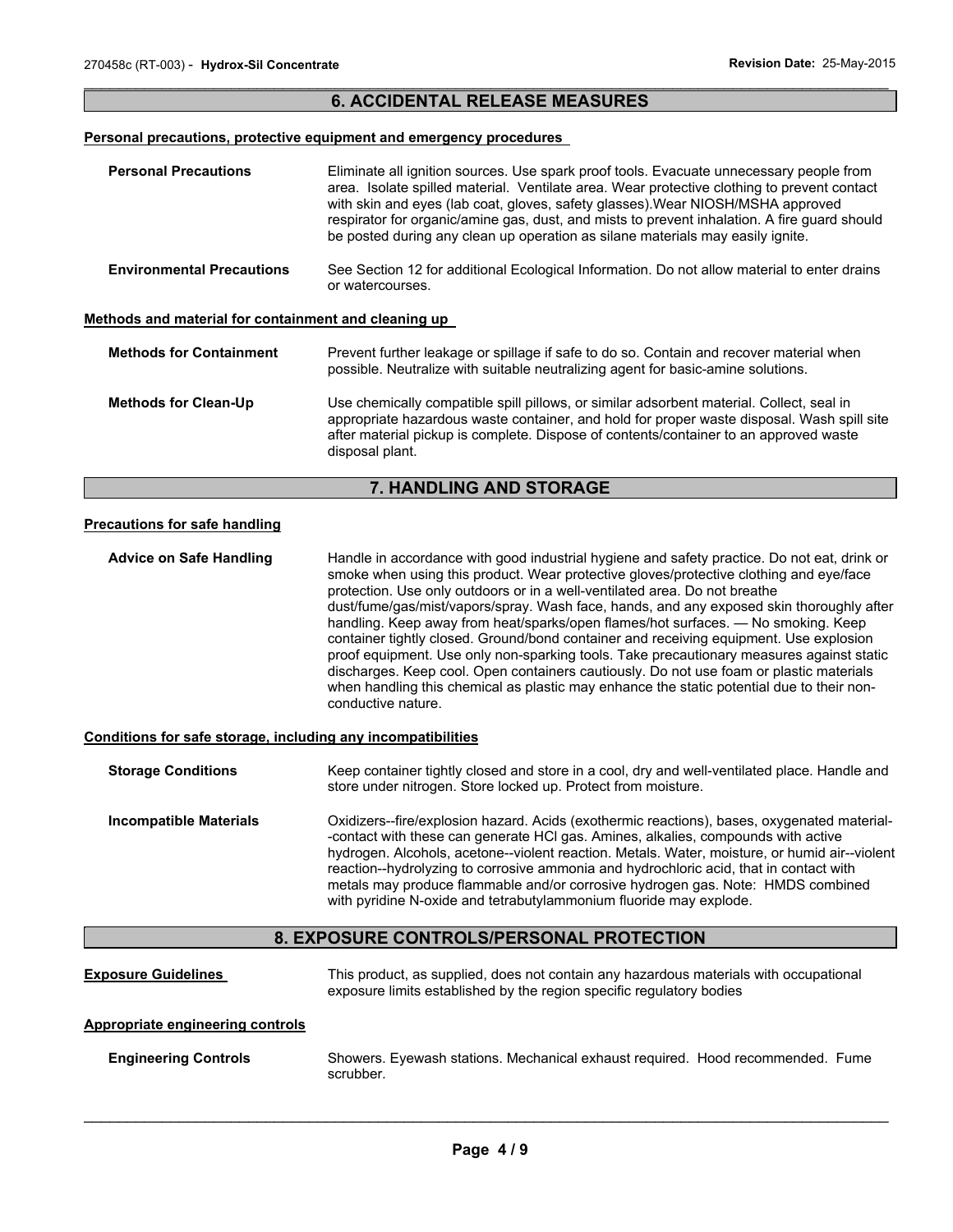## 6. ACCIDENTAL RELEASE MEASURES

### Personal precautions, protective equipment and emergency procedures

**Personal Precautions**

Eliminate all ignition sources. Use spark proof tools. Evacuate unnecessary people from area. Isolate spilled material. Ventilate area. Wear protective clothing to prevent contact with skin and eyes (lab coat, gloves, safety glasses).Wear NIOSH/MSHA approved respirator for organic/amine gas, dust, and mists to prevent inhalation. A fire guard should be posted during any clean up operation as silane materials may easily ignite.

**Environmental Precautions**

See Section 12 for additional Ecological Information. Do not allow material to enter drains or watercourses.

### Methods and material for containment and cleaning up

**Methods for Containment**

Prevent further leakage or spillage if safe to do so. Contain and recover material when possible. Neutralize with suitable neutralizing agent for basic-amine solutions.

**Methods for Clean-Up**

Use chemically compatible spill pillows, or similar adsorbent material. Collect, seal in appropriate hazardous waste container, and hold for proper waste disposal. Wash spill site after material pickup is complete. Dispose of contents/container to an approved waste disposal plant.

## 7. HANDLING AND STORAGE

### Precautions for safe handling

**Advice on Safe Handling**

Handle in accordance with good industrial hygiene and safety practice. Do not eat, drink or smoke when using this product. Wear protective gloves/protective clothing and eye/face protection. Use only outdoors or in a well-ventilated area. Do not breathe dust/fume/gas/mist/vapors/spray. Wash face, hands, and any exposed skin thoroughly after handling. Keep away from heat/sparks/open flames/hot surfaces. — No smoking. Keep container tightly closed. Ground/bond container and receiving equipment. Use explosion proof equipment. Use only non-sparking tools. Take precautionary measures against static discharges. Keep cool. Open containers cautiously. Do not use foam or plastic materials when handling this chemical as plastic may enhance the static potential due to their non-conductive nature.

### Conditions for safe storage, including any incompatibilities

**Storage Conditions**

Keep container tightly closed and store in a cool, dry and well-ventilated place. Handle and store under nitrogen. Store locked up. Protect from moisture.

**Incompatible Materials**

Oxidizers--fire/explosion hazard. Acids (exothermic reactions), bases, oxygenated material--contact with these can generate HCl gas. Amines, alkalies, compounds with active hydrogen. Alcohols, acetone--violent reaction. Metals. Water, moisture, or humid air--violent reaction--hydrolyzing to corrosive ammonia and hydrochloric acid, that in contact with metals may produce flammable and/or corrosive hydrogen gas. Note: HMDS combined with pyridine N-oxide and tetrabutylammonium fluoride may explode.

## 8. EXPOSURE CONTROLS/PERSONAL PROTECTION

**Exposure Guidelines**

This product, as supplied, does not contain any hazardous materials with occupational exposure limits established by the region specific regulatory bodies

### Appropriate engineering controls

**Engineering Controls**

Showers. Eyewash stations. Mechanical exhaust required. Hood recommended. Fume scrubber.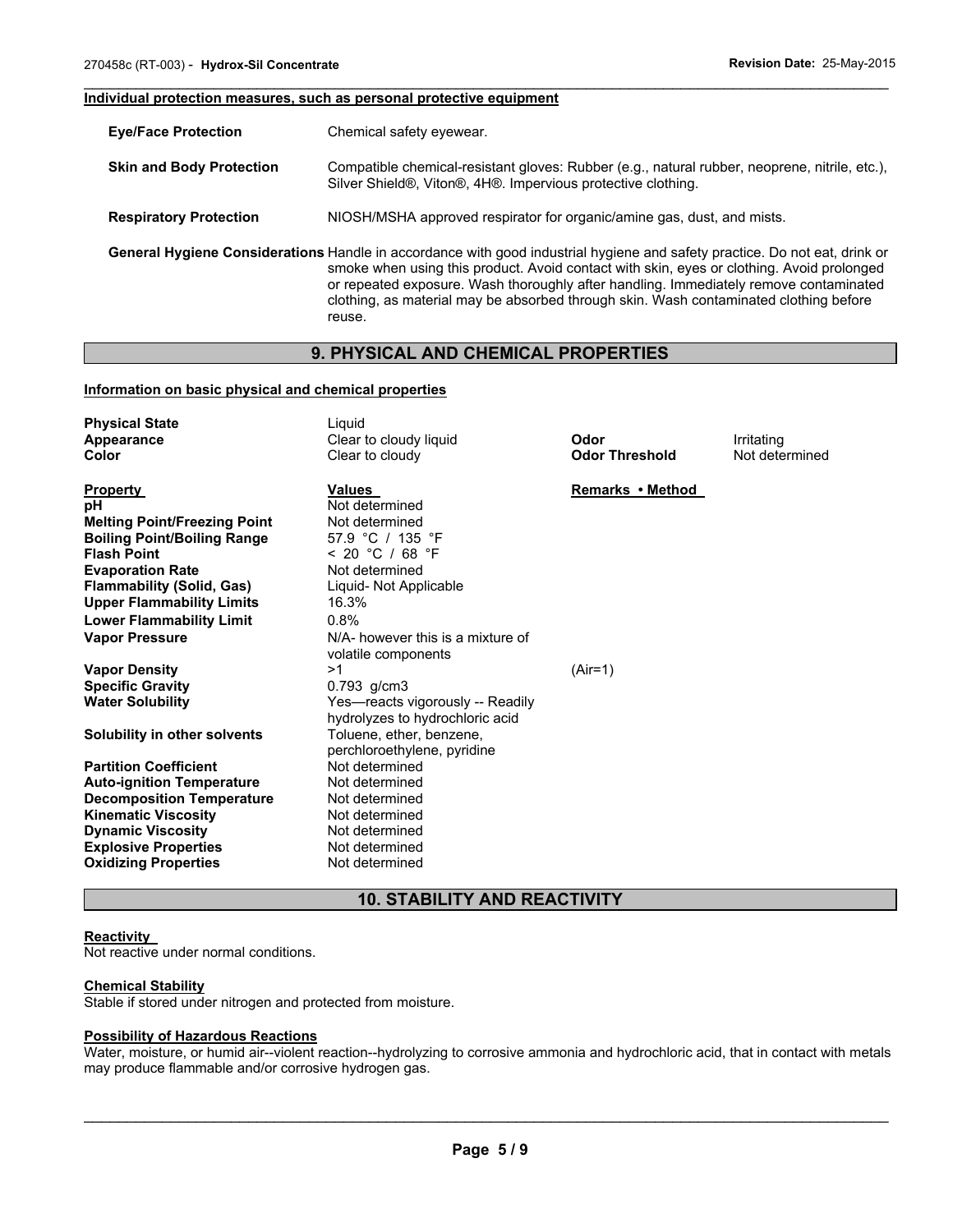#### Individual protection measures, such as personal protective equipment

| | |
|---|---|
| **Eye/Face Protection** | Chemical safety eyewear. |
| **Skin and Body Protection** | Compatible chemical-resistant gloves: Rubber (e.g., natural rubber, neoprene, nitrile, etc.), Silver Shield®, Viton®, 4H®. Impervious protective clothing. |
| **Respiratory Protection** | NIOSH/MSHA approved respirator for organic/amine gas, dust, and mists. |
| **General Hygiene Considerations** | Handle in accordance with good industrial hygiene and safety practice. Do not eat, drink or smoke when using this product. Avoid contact with skin, eyes or clothing. Avoid prolonged or repeated exposure. Wash thoroughly after handling. Immediately remove contaminated clothing, as material may be absorbed through skin. Wash contaminated clothing before reuse. |

## 9. PHYSICAL AND CHEMICAL PROPERTIES

#### Information on basic physical and chemical properties

| | | | |
|---|---|---|---|
| **Physical State** | Liquid | | |
| **Appearance** | Clear to cloudy liquid | **Odor** | Irritating |
| **Color** | Clear to cloudy | **Odor Threshold** | Not determined |

| **Property** | **Values** | **Remarks • Method** |
|---|---|---|
| **pH** | Not determined | |
| **Melting Point/Freezing Point** | Not determined | |
| **Boiling Point/Boiling Range** | 57.9 °C / 135 °F | |
| **Flash Point** | < 20 °C / 68 °F | |
| **Evaporation Rate** | Not determined | |
| **Flammability (Solid, Gas)** | Liquid- Not Applicable | |
| **Upper Flammability Limits** | 16.3% | |
| **Lower Flammability Limit** | 0.8% | |
| **Vapor Pressure** | N/A- however this is a mixture of volatile components | |
| **Vapor Density** | >1 | (Air=1) |
| **Specific Gravity** | 0.793 g/cm3 | |
| **Water Solubility** | Yes—reacts vigorously -- Readily hydrolyzes to hydrochloric acid | |
| **Solubility in other solvents** | Toluene, ether, benzene, perchloroethylene, pyridine | |
| **Partition Coefficient** | Not determined | |
| **Auto-ignition Temperature** | Not determined | |
| **Decomposition Temperature** | Not determined | |
| **Kinematic Viscosity** | Not determined | |
| **Dynamic Viscosity** | Not determined | |
| **Explosive Properties** | Not determined | |
| **Oxidizing Properties** | Not determined | |

## 10. STABILITY AND REACTIVITY

#### Reactivity

Not reactive under normal conditions.

#### Chemical Stability

Stable if stored under nitrogen and protected from moisture.

#### Possibility of Hazardous Reactions

Water, moisture, or humid air--violent reaction--hydrolyzing to corrosive ammonia and hydrochloric acid, that in contact with metals may produce flammable and/or corrosive hydrogen gas.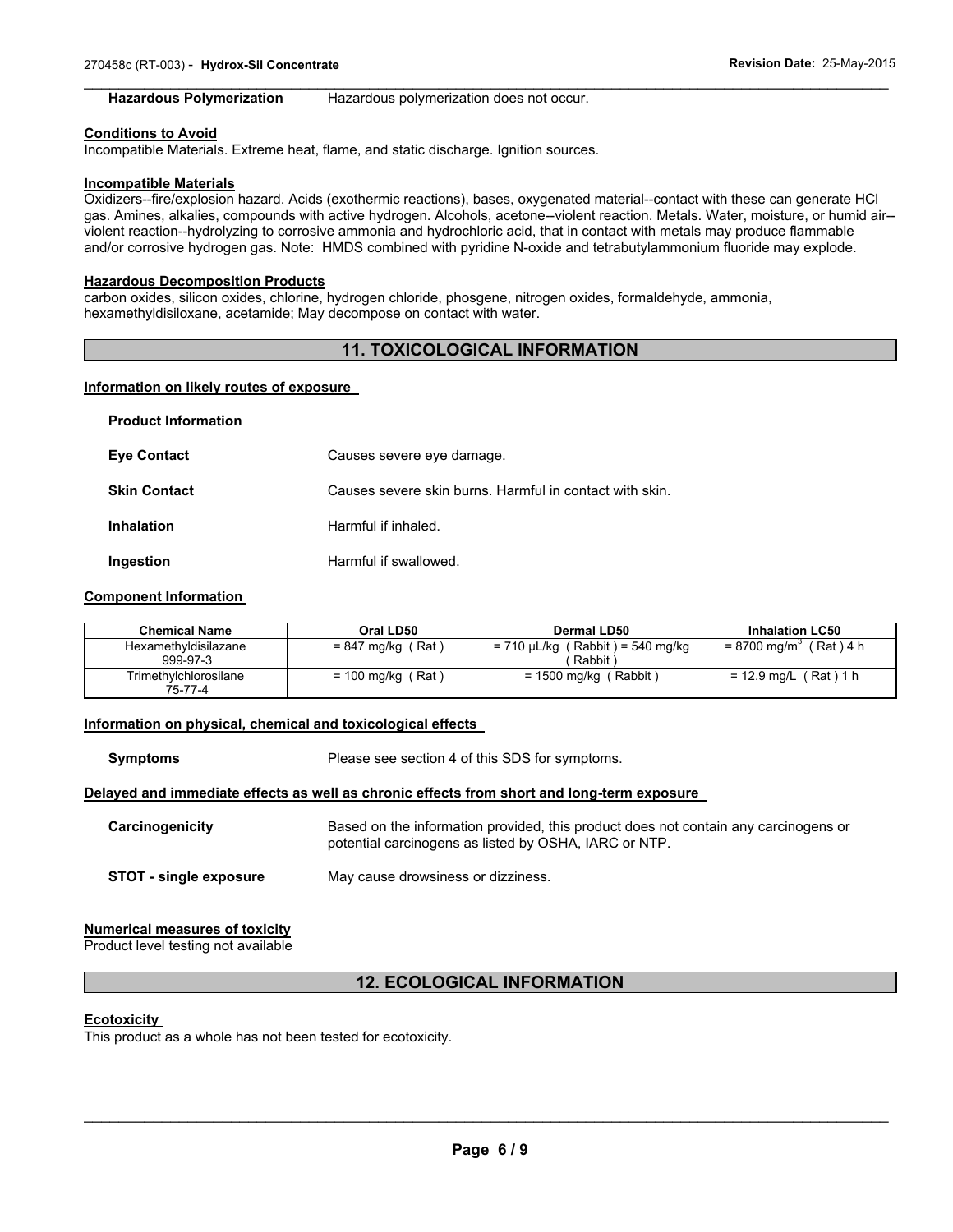**Hazardous Polymerization** Hazardous polymerization does not occur.

**Conditions to Avoid**

Incompatible Materials. Extreme heat, flame, and static discharge. Ignition sources.

**Incompatible Materials**

Oxidizers--fire/explosion hazard. Acids (exothermic reactions), bases, oxygenated material--contact with these can generate HCl gas. Amines, alkalies, compounds with active hydrogen. Alcohols, acetone--violent reaction. Metals. Water, moisture, or humid air--violent reaction--hydrolyzing to corrosive ammonia and hydrochloric acid, that in contact with metals may produce flammable and/or corrosive hydrogen gas. Note: HMDS combined with pyridine N-oxide and tetrabutylammonium fluoride may explode.

**Hazardous Decomposition Products**

carbon oxides, silicon oxides, chlorine, hydrogen chloride, phosgene, nitrogen oxides, formaldehyde, ammonia, hexamethyldisiloxane, acetamide; May decompose on contact with water.

## 11. TOXICOLOGICAL INFORMATION

**Information on likely routes of exposure**

**Product Information**

**Eye Contact** Causes severe eye damage.

**Skin Contact** Causes severe skin burns. Harmful in contact with skin.

**Inhalation** Harmful if inhaled.

**Ingestion** Harmful if swallowed.

**Component Information**

| Chemical Name | Oral LD50 | Dermal LD50 | Inhalation LC50 |
|---|---|---|---|
| Hexamethyldisilazane 999-97-3 | = 847 mg/kg ( Rat ) | = 710 µL/kg ( Rabbit ) = 540 mg/kg ( Rabbit ) | = 8700 mg/m$^3$ ( Rat ) 4 h |
| Trimethylchlorosilane 75-77-4 | = 100 mg/kg ( Rat ) | = 1500 mg/kg ( Rabbit ) | = 12.9 mg/L ( Rat ) 1 h |

**Information on physical, chemical and toxicological effects**

**Symptoms** Please see section 4 of this SDS for symptoms.

**Delayed and immediate effects as well as chronic effects from short and long-term exposure**

**Carcinogenicity** Based on the information provided, this product does not contain any carcinogens or potential carcinogens as listed by OSHA, IARC or NTP.

**STOT - single exposure** May cause drowsiness or dizziness.

**Numerical measures of toxicity**

Product level testing not available

## 12. ECOLOGICAL INFORMATION

**Ecotoxicity**

This product as a whole has not been tested for ecotoxicity.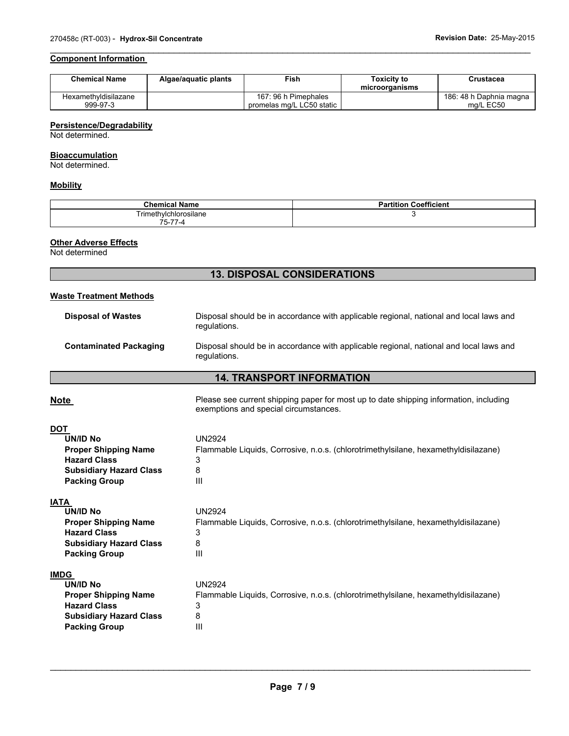### Component Information

| Chemical Name | Algae/aquatic plants | Fish | Toxicity to microorganisms | Crustacea |
| --- | --- | --- | --- | --- |
| Hexamethyldisilazane 999-97-3 | | 167: 96 h Pimephales promelas mg/L LC50 static | | 186: 48 h Daphnia magna mg/L EC50 |

### Persistence/Degradability

Not determined.

### Bioaccumulation

Not determined.

### Mobility

| Chemical Name | Partition Coefficient |
| --- | --- |
| Trimethylchlorosilane 75-77-4 | 3 |

### Other Adverse Effects

Not determined

## 13. DISPOSAL CONSIDERATIONS

### Waste Treatment Methods

**Disposal of Wastes** Disposal should be in accordance with applicable regional, national and local laws and regulations.

**Contaminated Packaging** Disposal should be in accordance with applicable regional, national and local laws and regulations.

## 14. TRANSPORT INFORMATION

**Note** Please see current shipping paper for most up to date shipping information, including exemptions and special circumstances.

### DOT

**UN/ID No** UN2924
**Proper Shipping Name** Flammable Liquids, Corrosive, n.o.s. (chlorotrimethylsilane, hexamethyldisilazane)
**Hazard Class** 3
**Subsidiary Hazard Class** 8
**Packing Group** III

### IATA

**UN/ID No** UN2924
**Proper Shipping Name** Flammable Liquids, Corrosive, n.o.s. (chlorotrimethylsilane, hexamethyldisilazane)
**Hazard Class** 3
**Subsidiary Hazard Class** 8
**Packing Group** III

### IMDG

**UN/ID No** UN2924
**Proper Shipping Name** Flammable Liquids, Corrosive, n.o.s. (chlorotrimethylsilane, hexamethyldisilazane)
**Hazard Class** 3
**Subsidiary Hazard Class** 8
**Packing Group** III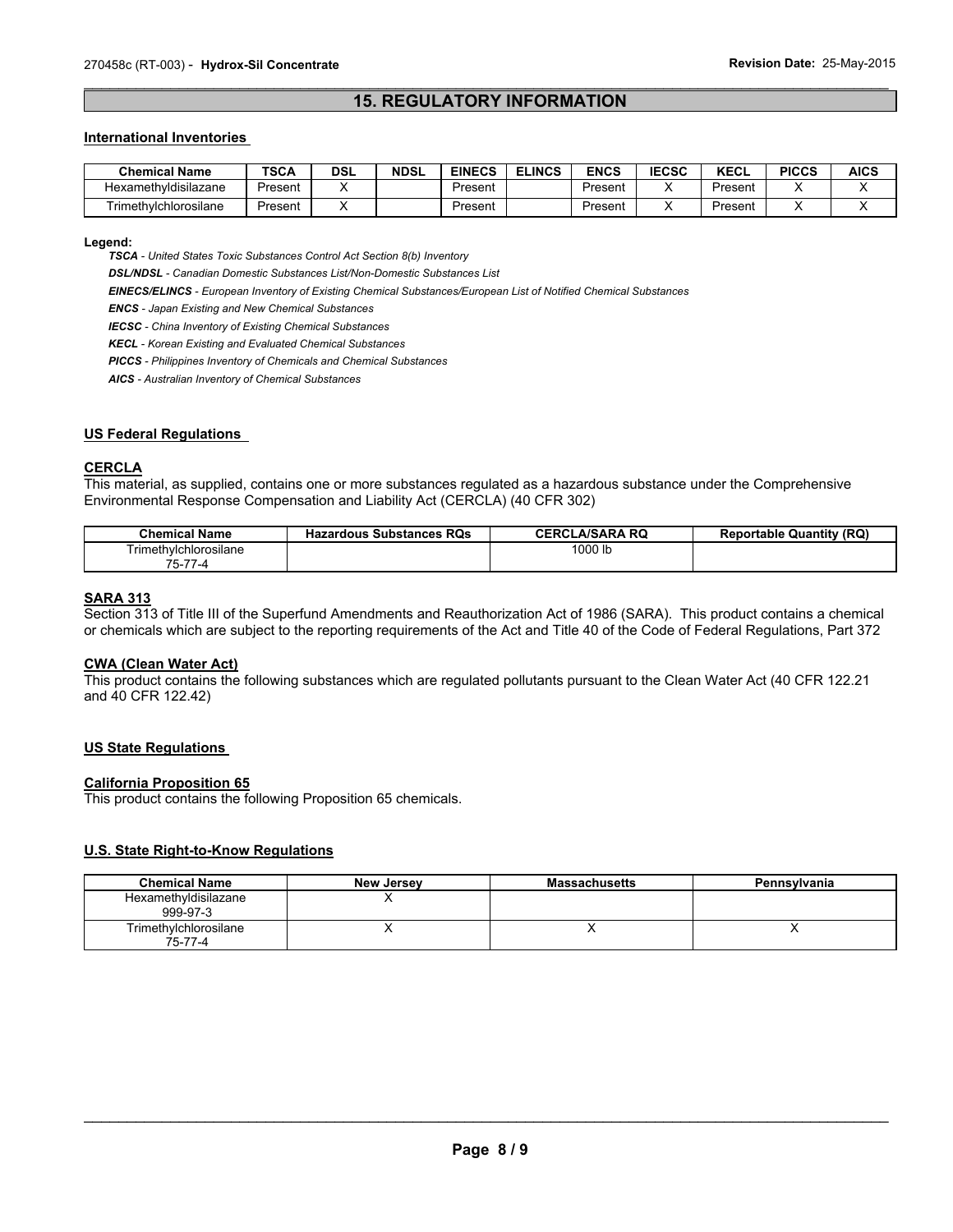## 15. REGULATORY INFORMATION

### International Inventories

| Chemical Name | TSCA | DSL | NDSL | EINECS | ELINCS | ENCS | IECSC | KECL | PICCS | AICS |
|---|---|---|---|---|---|---|---|---|---|---|
| Hexamethyldisilazane | Present | X | | Present | | Present | X | Present | X | X |
| Trimethylchlorosilane | Present | X | | Present | | Present | X | Present | X | X |

**Legend:**

***TSCA*** *- United States Toxic Substances Control Act Section 8(b) Inventory*

***DSL/NDSL*** *- Canadian Domestic Substances List/Non-Domestic Substances List*

***EINECS/ELINCS*** *- European Inventory of Existing Chemical Substances/European List of Notified Chemical Substances*

***ENCS*** *- Japan Existing and New Chemical Substances*

***IECSC*** *- China Inventory of Existing Chemical Substances*

***KECL*** *- Korean Existing and Evaluated Chemical Substances*

***PICCS*** *- Philippines Inventory of Chemicals and Chemical Substances*

***AICS*** *- Australian Inventory of Chemical Substances*

### US Federal Regulations

#### CERCLA

This material, as supplied, contains one or more substances regulated as a hazardous substance under the Comprehensive Environmental Response Compensation and Liability Act (CERCLA) (40 CFR 302)

| Chemical Name | Hazardous Substances RQs | CERCLA/SARA RQ | Reportable Quantity (RQ) |
|---|---|---|---|
| Trimethylchlorosilane 75-77-4 | | 1000 lb | |

#### SARA 313

Section 313 of Title III of the Superfund Amendments and Reauthorization Act of 1986 (SARA). This product contains a chemical or chemicals which are subject to the reporting requirements of the Act and Title 40 of the Code of Federal Regulations, Part 372

#### CWA (Clean Water Act)

This product contains the following substances which are regulated pollutants pursuant to the Clean Water Act (40 CFR 122.21 and 40 CFR 122.42)

### US State Regulations

#### California Proposition 65

This product contains the following Proposition 65 chemicals.

#### U.S. State Right-to-Know Regulations

| Chemical Name | New Jersey | Massachusetts | Pennsylvania |
|---|---|---|---|
| Hexamethyldisilazane 999-97-3 | X | | |
| Trimethylchlorosilane 75-77-4 | X | X | X |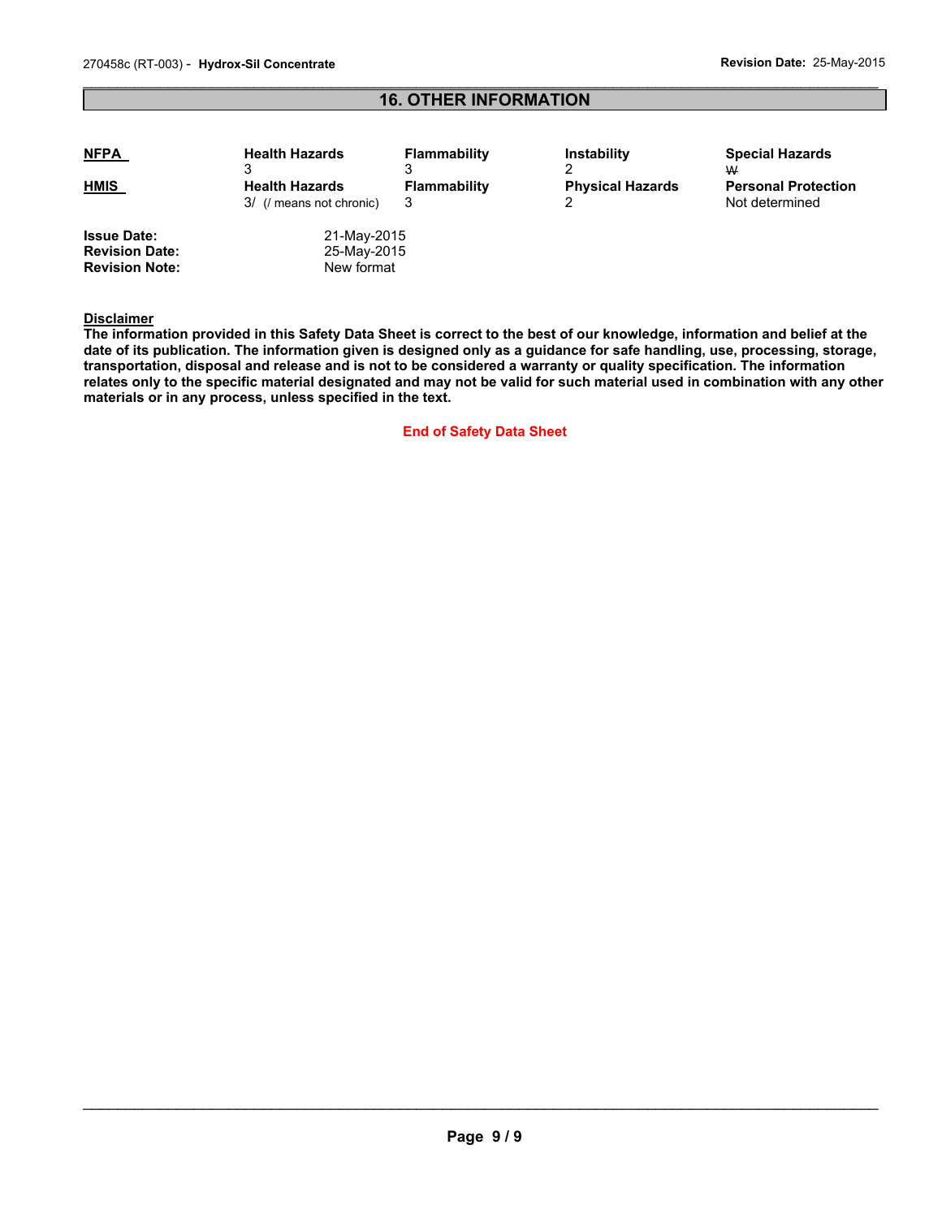## 16. OTHER INFORMATION

| | | | | |
|---|---|---|---|---|
| **NFPA** | **Health Hazards** 3 | **Flammability** 3 | **Instability** 2 | **Special Hazards** W̶ |
| **HMIS** | **Health Hazards** 3/ (/ means not chronic) | **Flammability** 3 | **Physical Hazards** 2 | **Personal Protection** Not determined |

**Issue Date:** 21-May-2015
**Revision Date:** 25-May-2015
**Revision Note:** New format

**Disclaimer**

**The information provided in this Safety Data Sheet is correct to the best of our knowledge, information and belief at the date of its publication. The information given is designed only as a guidance for safe handling, use, processing, storage, transportation, disposal and release and is not to be considered a warranty or quality specification. The information relates only to the specific material designated and may not be valid for such material used in combination with any other materials or in any process, unless specified in the text.**

**End of Safety Data Sheet**